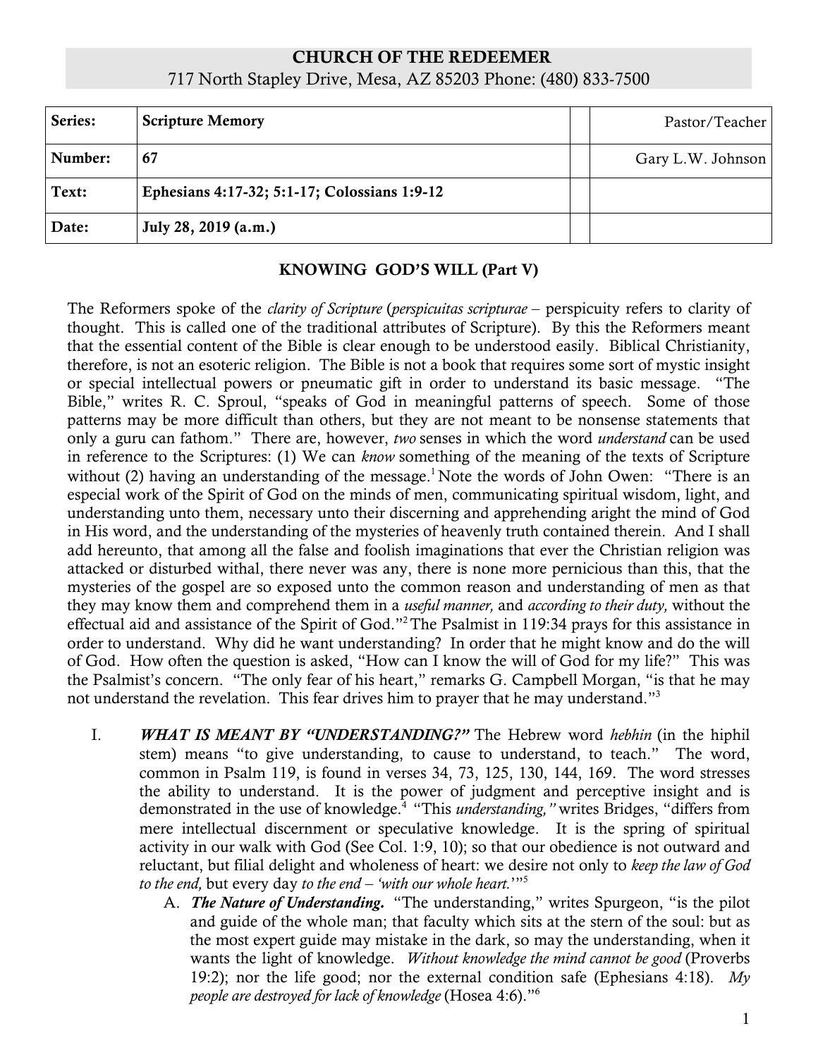# CHURCH OF THE REDEEMER

717 North Stapley Drive, Mesa, AZ 85203 Phone: (480) 833-7500

| | | | |
|---|---|---|---|
| **Series:** | **Scripture Memory** | | Pastor/Teacher |
| **Number:** | **67** | | Gary L.W. Johnson |
| **Text:** | **Ephesians 4:17-32; 5:1-17; Colossians 1:9-12** | | |
| **Date:** | **July 28, 2019 (a.m.)** | | |

## KNOWING GOD'S WILL (Part V)

The Reformers spoke of the *clarity of Scripture* (*perspicuitas scripturae* – perspicuity refers to clarity of thought. This is called one of the traditional attributes of Scripture). By this the Reformers meant that the essential content of the Bible is clear enough to be understood easily. Biblical Christianity, therefore, is not an esoteric religion. The Bible is not a book that requires some sort of mystic insight or special intellectual powers or pneumatic gift in order to understand its basic message. "The Bible," writes R. C. Sproul, "speaks of God in meaningful patterns of speech. Some of those patterns may be more difficult than others, but they are not meant to be nonsense statements that only a guru can fathom." There are, however, *two* senses in which the word *understand* can be used in reference to the Scriptures: (1) We can *know* something of the meaning of the texts of Scripture without (2) having an understanding of the message.[1] Note the words of John Owen: "There is an especial work of the Spirit of God on the minds of men, communicating spiritual wisdom, light, and understanding unto them, necessary unto their discerning and apprehending aright the mind of God in His word, and the understanding of the mysteries of heavenly truth contained therein. And I shall add hereunto, that among all the false and foolish imaginations that ever the Christian religion was attacked or disturbed withal, there never was any, there is none more pernicious than this, that the mysteries of the gospel are so exposed unto the common reason and understanding of men as that they may know them and comprehend them in a *useful manner,* and *according to their duty,* without the effectual aid and assistance of the Spirit of God."[2] The Psalmist in 119:34 prays for this assistance in order to understand. Why did he want understanding? In order that he might know and do the will of God. How often the question is asked, "How can I know the will of God for my life?" This was the Psalmist's concern. "The only fear of his heart," remarks G. Campbell Morgan, "is that he may not understand the revelation. This fear drives him to prayer that he may understand."[3]

I. ***WHAT IS MEANT BY "UNDERSTANDING?"*** The Hebrew word *hebhin* (in the hiphil stem) means "to give understanding, to cause to understand, to teach." The word, common in Psalm 119, is found in verses 34, 73, 125, 130, 144, 169. The word stresses the ability to understand. It is the power of judgment and perceptive insight and is demonstrated in the use of knowledge.[4] "This *understanding,"* writes Bridges, "differs from mere intellectual discernment or speculative knowledge. It is the spring of spiritual activity in our walk with God (See Col. 1:9, 10); so that our obedience is not outward and reluctant, but filial delight and wholeness of heart: we desire not only to *keep the law of God to the end,* but every day *to the end – 'with our whole heart.'*"[5]

   A. ***The Nature of Understanding.*** "The understanding," writes Spurgeon, "is the pilot and guide of the whole man; that faculty which sits at the stern of the soul: but as the most expert guide may mistake in the dark, so may the understanding, when it wants the light of knowledge. *Without knowledge the mind cannot be good* (Proverbs 19:2); nor the life good; nor the external condition safe (Ephesians 4:18). *My people are destroyed for lack of knowledge* (Hosea 4:6)."[6]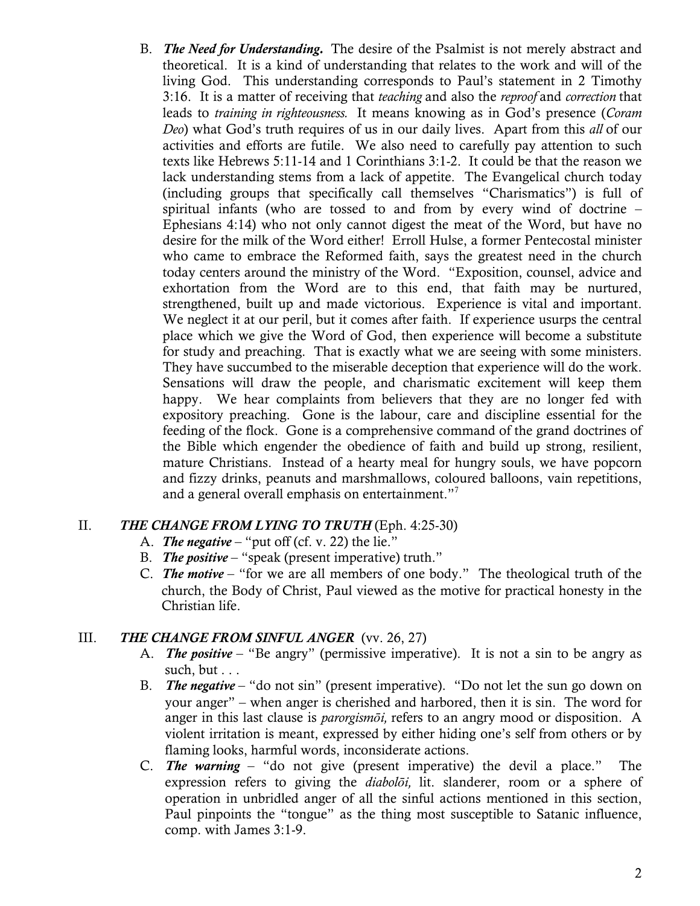B. ***The Need for Understanding.*** The desire of the Psalmist is not merely abstract and theoretical. It is a kind of understanding that relates to the work and will of the living God. This understanding corresponds to Paul's statement in 2 Timothy 3:16. It is a matter of receiving that *teaching* and also the *reproof* and *correction* that leads to *training in righteousness.* It means knowing as in God's presence (*Coram Deo*) what God's truth requires of us in our daily lives. Apart from this *all* of our activities and efforts are futile. We also need to carefully pay attention to such texts like Hebrews 5:11-14 and 1 Corinthians 3:1-2. It could be that the reason we lack understanding stems from a lack of appetite. The Evangelical church today (including groups that specifically call themselves "Charismatics") is full of spiritual infants (who are tossed to and from by every wind of doctrine – Ephesians 4:14) who not only cannot digest the meat of the Word, but have no desire for the milk of the Word either! Erroll Hulse, a former Pentecostal minister who came to embrace the Reformed faith, says the greatest need in the church today centers around the ministry of the Word. "Exposition, counsel, advice and exhortation from the Word are to this end, that faith may be nurtured, strengthened, built up and made victorious. Experience is vital and important. We neglect it at our peril, but it comes after faith. If experience usurps the central place which we give the Word of God, then experience will become a substitute for study and preaching. That is exactly what we are seeing with some ministers. They have succumbed to the miserable deception that experience will do the work. Sensations will draw the people, and charismatic excitement will keep them happy. We hear complaints from believers that they are no longer fed with expository preaching. Gone is the labour, care and discipline essential for the feeding of the flock. Gone is a comprehensive command of the grand doctrines of the Bible which engender the obedience of faith and build up strong, resilient, mature Christians. Instead of a hearty meal for hungry souls, we have popcorn and fizzy drinks, peanuts and marshmallows, coloured balloons, vain repetitions, and a general overall emphasis on entertainment."[7]

## II. ***THE CHANGE FROM LYING TO TRUTH*** (Eph. 4:25-30)

A. ***The negative*** – "put off (cf. v. 22) the lie."

B. ***The positive*** – "speak (present imperative) truth."

C. ***The motive*** – "for we are all members of one body." The theological truth of the church, the Body of Christ, Paul viewed as the motive for practical honesty in the Christian life.

## III. ***THE CHANGE FROM SINFUL ANGER*** (vv. 26, 27)

A. ***The positive*** – "Be angry" (permissive imperative). It is not a sin to be angry as such, but . . .

B. ***The negative*** – "do not sin" (present imperative). "Do not let the sun go down on your anger" – when anger is cherished and harbored, then it is sin. The word for anger in this last clause is *parorgismōi,* refers to an angry mood or disposition. A violent irritation is meant, expressed by either hiding one's self from others or by flaming looks, harmful words, inconsiderate actions.

C. ***The warning*** – "do not give (present imperative) the devil a place." The expression refers to giving the *diabolōi,* lit. slanderer, room or a sphere of operation in unbridled anger of all the sinful actions mentioned in this section, Paul pinpoints the "tongue" as the thing most susceptible to Satanic influence, comp. with James 3:1-9.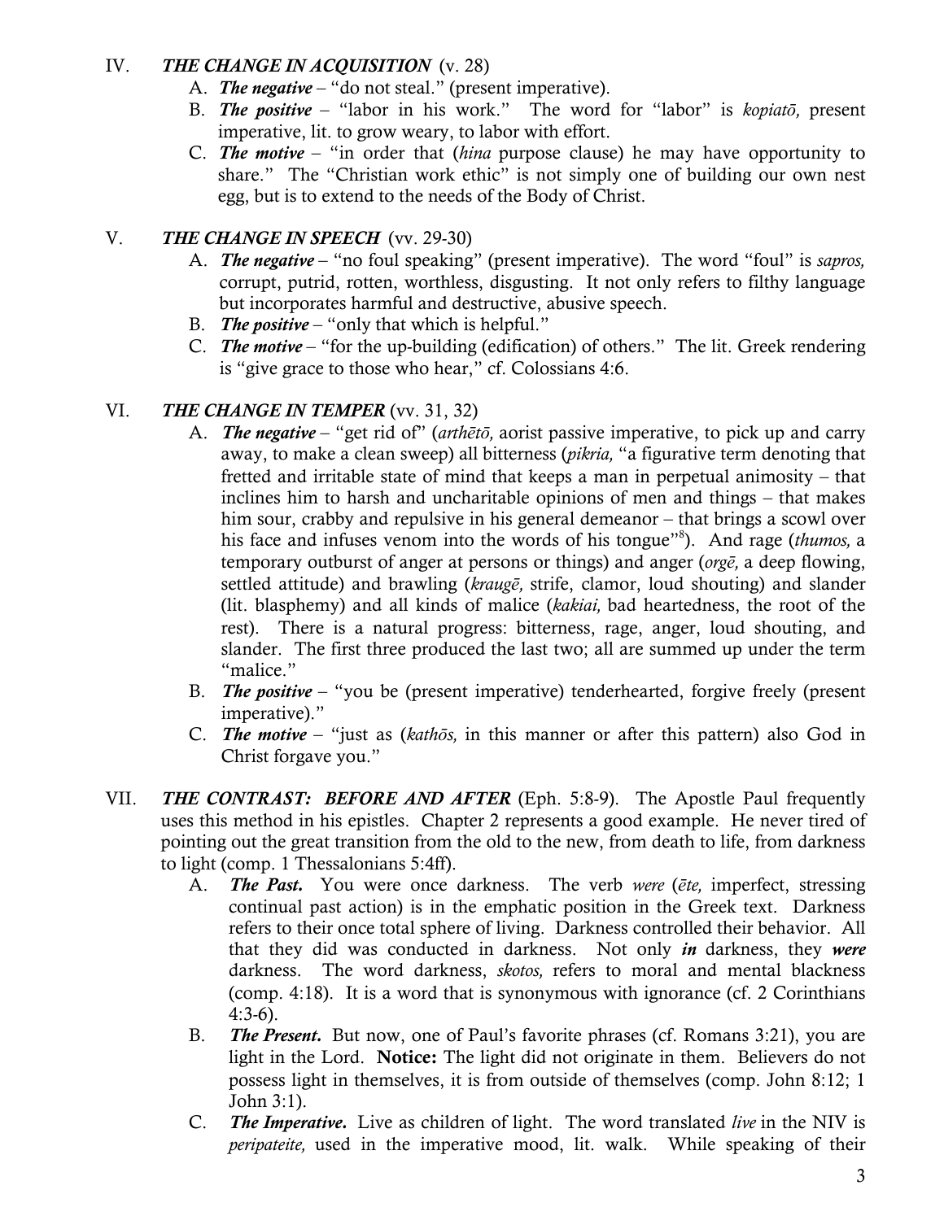IV. ***THE CHANGE IN ACQUISITION*** (v. 28)

A. ***The negative*** – "do not steal." (present imperative).

B. ***The positive*** – "labor in his work." The word for "labor" is *kopiatō,* present imperative, lit. to grow weary, to labor with effort.

C. ***The motive*** – "in order that (*hina* purpose clause) he may have opportunity to share." The "Christian work ethic" is not simply one of building our own nest egg, but is to extend to the needs of the Body of Christ.

V. ***THE CHANGE IN SPEECH*** (vv. 29-30)

A. ***The negative*** – "no foul speaking" (present imperative). The word "foul" is *sapros,* corrupt, putrid, rotten, worthless, disgusting. It not only refers to filthy language but incorporates harmful and destructive, abusive speech.

B. ***The positive*** – "only that which is helpful."

C. ***The motive*** – "for the up-building (edification) of others." The lit. Greek rendering is "give grace to those who hear," cf. Colossians 4:6.

VI. ***THE CHANGE IN TEMPER*** (vv. 31, 32)

A. ***The negative*** – "get rid of" (*arthētō,* aorist passive imperative, to pick up and carry away, to make a clean sweep) all bitterness (*pikria,* "a figurative term denoting that fretted and irritable state of mind that keeps a man in perpetual animosity – that inclines him to harsh and uncharitable opinions of men and things – that makes him sour, crabby and repulsive in his general demeanor – that brings a scowl over his face and infuses venom into the words of his tongue"[8]). And rage (*thumos,* a temporary outburst of anger at persons or things) and anger (*orgē,* a deep flowing, settled attitude) and brawling (*kraugē,* strife, clamor, loud shouting) and slander (lit. blasphemy) and all kinds of malice (*kakiai,* bad heartedness, the root of the rest). There is a natural progress: bitterness, rage, anger, loud shouting, and slander. The first three produced the last two; all are summed up under the term "malice."

B. ***The positive*** – "you be (present imperative) tenderhearted, forgive freely (present imperative)."

C. ***The motive*** – "just as (*kathōs,* in this manner or after this pattern) also God in Christ forgave you."

VII. ***THE CONTRAST: BEFORE AND AFTER*** (Eph. 5:8-9). The Apostle Paul frequently uses this method in his epistles. Chapter 2 represents a good example. He never tired of pointing out the great transition from the old to the new, from death to life, from darkness to light (comp. 1 Thessalonians 5:4ff).

A. ***The Past.*** You were once darkness. The verb *were* (*ēte,* imperfect, stressing continual past action) is in the emphatic position in the Greek text. Darkness refers to their once total sphere of living. Darkness controlled their behavior. All that they did was conducted in darkness. Not only ***in*** darkness, they ***were*** darkness. The word darkness, *skotos,* refers to moral and mental blackness (comp. 4:18). It is a word that is synonymous with ignorance (cf. 2 Corinthians 4:3-6).

B. ***The Present.*** But now, one of Paul's favorite phrases (cf. Romans 3:21), you are light in the Lord. **Notice:** The light did not originate in them. Believers do not possess light in themselves, it is from outside of themselves (comp. John 8:12; 1 John 3:1).

C. ***The Imperative.*** Live as children of light. The word translated *live* in the NIV is *peripateite,* used in the imperative mood, lit. walk. While speaking of their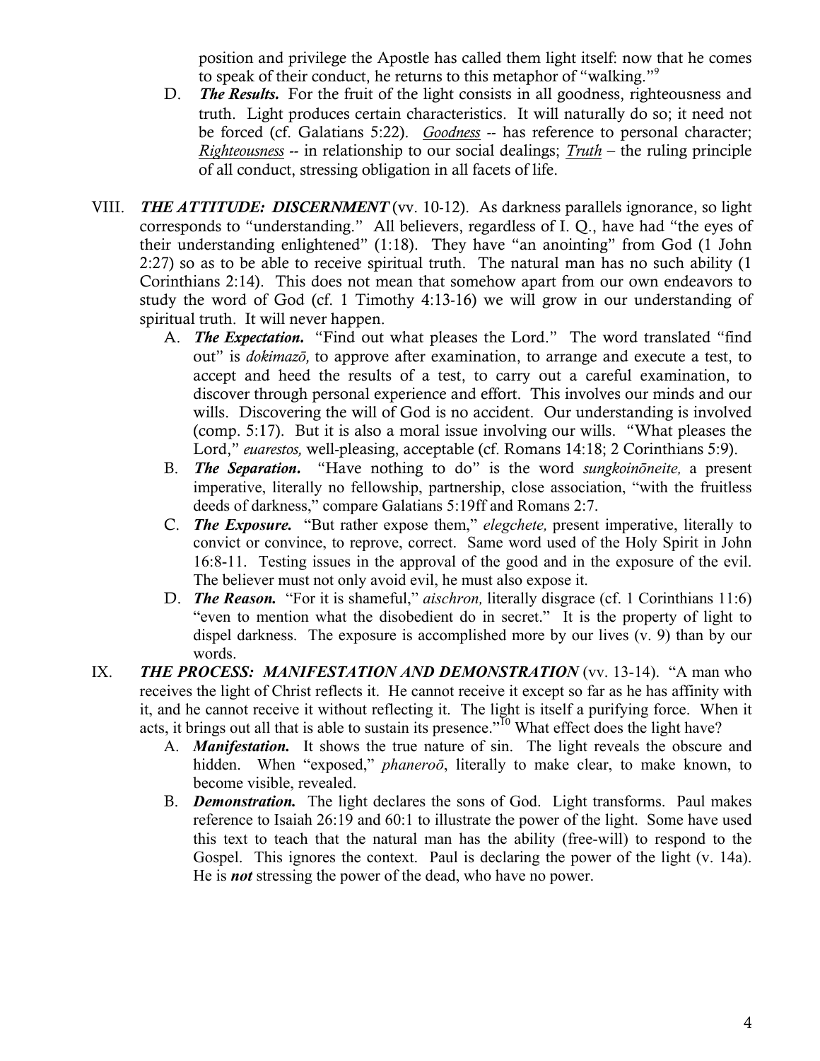position and privilege the Apostle has called them light itself: now that he comes to speak of their conduct, he returns to this metaphor of "walking."[9]

D. ***The Results.*** For the fruit of the light consists in all goodness, righteousness and truth. Light produces certain characteristics. It will naturally do so; it need not be forced (cf. Galatians 5:22). Goodness -- has reference to personal character; Righteousness -- in relationship to our social dealings; Truth – the ruling principle of all conduct, stressing obligation in all facets of life.

VIII. ***THE ATTITUDE: DISCERNMENT*** (vv. 10-12). As darkness parallels ignorance, so light corresponds to "understanding." All believers, regardless of I. Q., have had "the eyes of their understanding enlightened" (1:18). They have "an anointing" from God (1 John 2:27) so as to be able to receive spiritual truth. The natural man has no such ability (1 Corinthians 2:14). This does not mean that somehow apart from our own endeavors to study the word of God (cf. 1 Timothy 4:13-16) we will grow in our understanding of spiritual truth. It will never happen.

A. ***The Expectation.*** "Find out what pleases the Lord." The word translated "find out" is *dokimazō,* to approve after examination, to arrange and execute a test, to accept and heed the results of a test, to carry out a careful examination, to discover through personal experience and effort. This involves our minds and our wills. Discovering the will of God is no accident. Our understanding is involved (comp. 5:17). But it is also a moral issue involving our wills. "What pleases the Lord," *euarestos,* well-pleasing, acceptable (cf. Romans 14:18; 2 Corinthians 5:9).

B. ***The Separation.*** "Have nothing to do" is the word *sungkoinōneite,* a present imperative, literally no fellowship, partnership, close association, "with the fruitless deeds of darkness," compare Galatians 5:19ff and Romans 2:7.

C. ***The Exposure.*** "But rather expose them," *elegchete,* present imperative, literally to convict or convince, to reprove, correct. Same word used of the Holy Spirit in John 16:8-11. Testing issues in the approval of the good and in the exposure of the evil. The believer must not only avoid evil, he must also expose it.

D. ***The Reason.*** "For it is shameful," *aischron,* literally disgrace (cf. 1 Corinthians 11:6) "even to mention what the disobedient do in secret." It is the property of light to dispel darkness. The exposure is accomplished more by our lives (v. 9) than by our words.

IX. ***THE PROCESS: MANIFESTATION AND DEMONSTRATION*** (vv. 13-14). "A man who receives the light of Christ reflects it. He cannot receive it except so far as he has affinity with it, and he cannot receive it without reflecting it. The light is itself a purifying force. When it acts, it brings out all that is able to sustain its presence."[10] What effect does the light have?

A. ***Manifestation.*** It shows the true nature of sin. The light reveals the obscure and hidden. When "exposed," *phaneroō*, literally to make clear, to make known, to become visible, revealed.

B. ***Demonstration.*** The light declares the sons of God. Light transforms. Paul makes reference to Isaiah 26:19 and 60:1 to illustrate the power of the light. Some have used this text to teach that the natural man has the ability (free-will) to respond to the Gospel. This ignores the context. Paul is declaring the power of the light (v. 14a). He is ***not*** stressing the power of the dead, who have no power.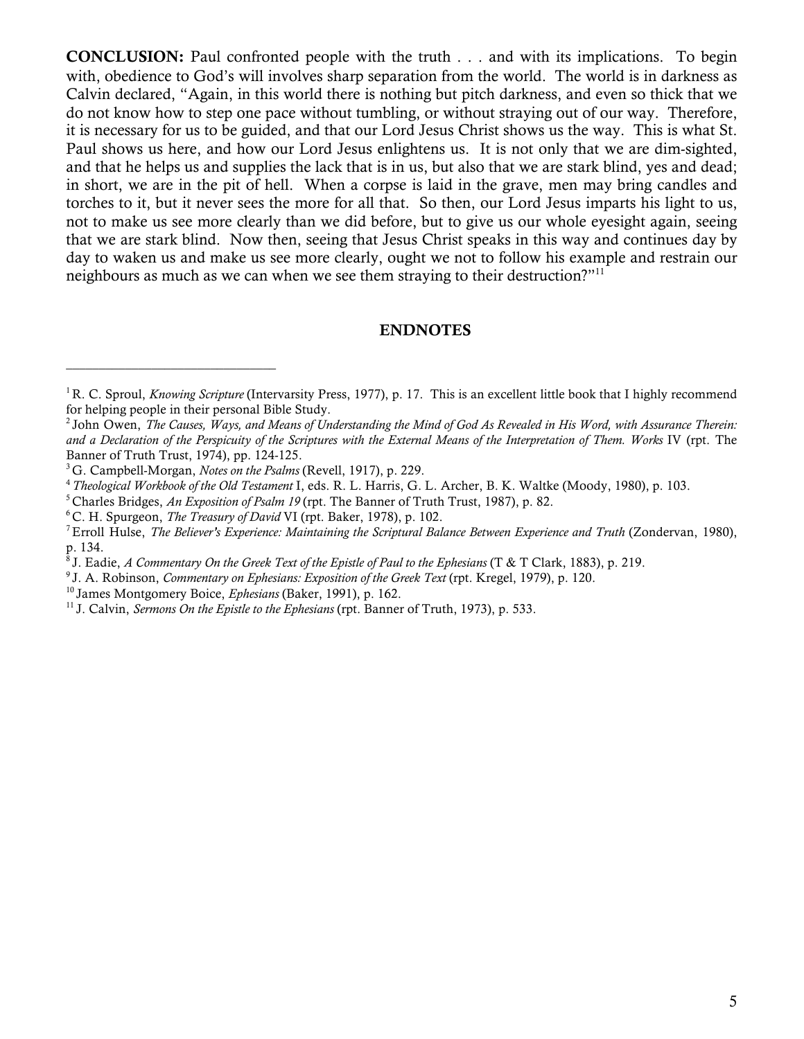**CONCLUSION:** Paul confronted people with the truth . . . and with its implications. To begin with, obedience to God's will involves sharp separation from the world. The world is in darkness as Calvin declared, "Again, in this world there is nothing but pitch darkness, and even so thick that we do not know how to step one pace without tumbling, or without straying out of our way. Therefore, it is necessary for us to be guided, and that our Lord Jesus Christ shows us the way. This is what St. Paul shows us here, and how our Lord Jesus enlightens us. It is not only that we are dim-sighted, and that he helps us and supplies the lack that is in us, but also that we are stark blind, yes and dead; in short, we are in the pit of hell. When a corpse is laid in the grave, men may bring candles and torches to it, but it never sees the more for all that. So then, our Lord Jesus imparts his light to us, not to make us see more clearly than we did before, but to give us our whole eyesight again, seeing that we are stark blind. Now then, seeing that Jesus Christ speaks in this way and continues day by day to waken us and make us see more clearly, ought we not to follow his example and restrain our neighbours as much as we can when we see them straying to their destruction?"[11]

## ENDNOTES

---

[1] R. C. Sproul, *Knowing Scripture* (Intervarsity Press, 1977), p. 17. This is an excellent little book that I highly recommend for helping people in their personal Bible Study.

[2] John Owen, *The Causes, Ways, and Means of Understanding the Mind of God As Revealed in His Word, with Assurance Therein: and a Declaration of the Perspicuity of the Scriptures with the External Means of the Interpretation of Them. Works* IV (rpt. The Banner of Truth Trust, 1974), pp. 124-125.

[3] G. Campbell-Morgan, *Notes on the Psalms* (Revell, 1917), p. 229.

[4] *Theological Workbook of the Old Testament* I, eds. R. L. Harris, G. L. Archer, B. K. Waltke (Moody, 1980), p. 103.

[5] Charles Bridges, *An Exposition of Psalm 19* (rpt. The Banner of Truth Trust, 1987), p. 82.

[6] C. H. Spurgeon, *The Treasury of David* VI (rpt. Baker, 1978), p. 102.

[7] Erroll Hulse, *The Believer's Experience: Maintaining the Scriptural Balance Between Experience and Truth* (Zondervan, 1980), p. 134.

[8] J. Eadie, *A Commentary On the Greek Text of the Epistle of Paul to the Ephesians* (T & T Clark, 1883), p. 219.

[9] J. A. Robinson, *Commentary on Ephesians: Exposition of the Greek Text* (rpt. Kregel, 1979), p. 120.

[10] James Montgomery Boice, *Ephesians* (Baker, 1991), p. 162.

[11] J. Calvin, *Sermons On the Epistle to the Ephesians* (rpt. Banner of Truth, 1973), p. 533.